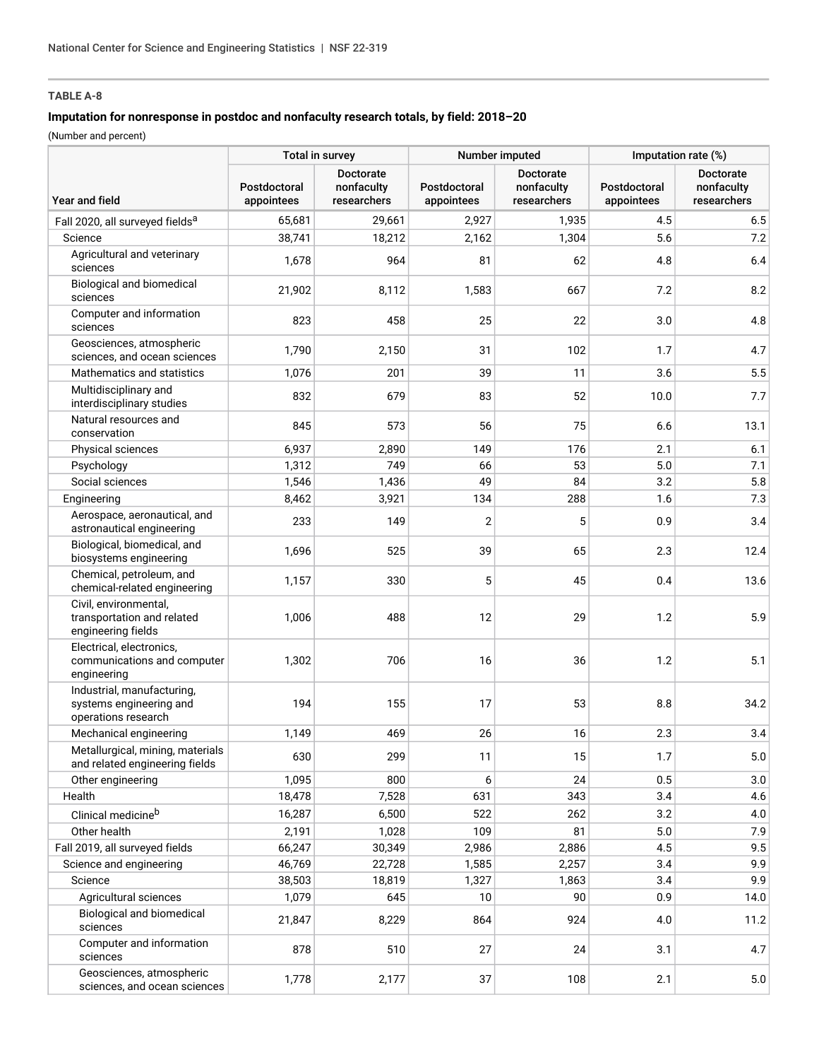**TABLE A-8**

**Imputation for nonresponse in postdoc and nonfaculty research totals, by field: 2018–20**

(Number and percent)

| Year and field | Total in survey | | Number imputed | | Imputation rate (%) | |
|---|---|---|---|---|---|---|
| | Postdoctoral appointees | Doctorate nonfaculty researchers | Postdoctoral appointees | Doctorate nonfaculty researchers | Postdoctoral appointees | Doctorate nonfaculty researchers |
| Fall 2020, all surveyed fields[a] | 65,681 | 29,661 | 2,927 | 1,935 | 4.5 | 6.5 |
| Science | 38,741 | 18,212 | 2,162 | 1,304 | 5.6 | 7.2 |
| Agricultural and veterinary sciences | 1,678 | 964 | 81 | 62 | 4.8 | 6.4 |
| Biological and biomedical sciences | 21,902 | 8,112 | 1,583 | 667 | 7.2 | 8.2 |
| Computer and information sciences | 823 | 458 | 25 | 22 | 3.0 | 4.8 |
| Geosciences, atmospheric sciences, and ocean sciences | 1,790 | 2,150 | 31 | 102 | 1.7 | 4.7 |
| Mathematics and statistics | 1,076 | 201 | 39 | 11 | 3.6 | 5.5 |
| Multidisciplinary and interdisciplinary studies | 832 | 679 | 83 | 52 | 10.0 | 7.7 |
| Natural resources and conservation | 845 | 573 | 56 | 75 | 6.6 | 13.1 |
| Physical sciences | 6,937 | 2,890 | 149 | 176 | 2.1 | 6.1 |
| Psychology | 1,312 | 749 | 66 | 53 | 5.0 | 7.1 |
| Social sciences | 1,546 | 1,436 | 49 | 84 | 3.2 | 5.8 |
| Engineering | 8,462 | 3,921 | 134 | 288 | 1.6 | 7.3 |
| Aerospace, aeronautical, and astronautical engineering | 233 | 149 | 2 | 5 | 0.9 | 3.4 |
| Biological, biomedical, and biosystems engineering | 1,696 | 525 | 39 | 65 | 2.3 | 12.4 |
| Chemical, petroleum, and chemical-related engineering | 1,157 | 330 | 5 | 45 | 0.4 | 13.6 |
| Civil, environmental, transportation and related engineering fields | 1,006 | 488 | 12 | 29 | 1.2 | 5.9 |
| Electrical, electronics, communications and computer engineering | 1,302 | 706 | 16 | 36 | 1.2 | 5.1 |
| Industrial, manufacturing, systems engineering and operations research | 194 | 155 | 17 | 53 | 8.8 | 34.2 |
| Mechanical engineering | 1,149 | 469 | 26 | 16 | 2.3 | 3.4 |
| Metallurgical, mining, materials and related engineering fields | 630 | 299 | 11 | 15 | 1.7 | 5.0 |
| Other engineering | 1,095 | 800 | 6 | 24 | 0.5 | 3.0 |
| Health | 18,478 | 7,528 | 631 | 343 | 3.4 | 4.6 |
| Clinical medicine[b] | 16,287 | 6,500 | 522 | 262 | 3.2 | 4.0 |
| Other health | 2,191 | 1,028 | 109 | 81 | 5.0 | 7.9 |
| Fall 2019, all surveyed fields | 66,247 | 30,349 | 2,986 | 2,886 | 4.5 | 9.5 |
| Science and engineering | 46,769 | 22,728 | 1,585 | 2,257 | 3.4 | 9.9 |
| Science | 38,503 | 18,819 | 1,327 | 1,863 | 3.4 | 9.9 |
| Agricultural sciences | 1,079 | 645 | 10 | 90 | 0.9 | 14.0 |
| Biological and biomedical sciences | 21,847 | 8,229 | 864 | 924 | 4.0 | 11.2 |
| Computer and information sciences | 878 | 510 | 27 | 24 | 3.1 | 4.7 |
| Geosciences, atmospheric sciences, and ocean sciences | 1,778 | 2,177 | 37 | 108 | 2.1 | 5.0 |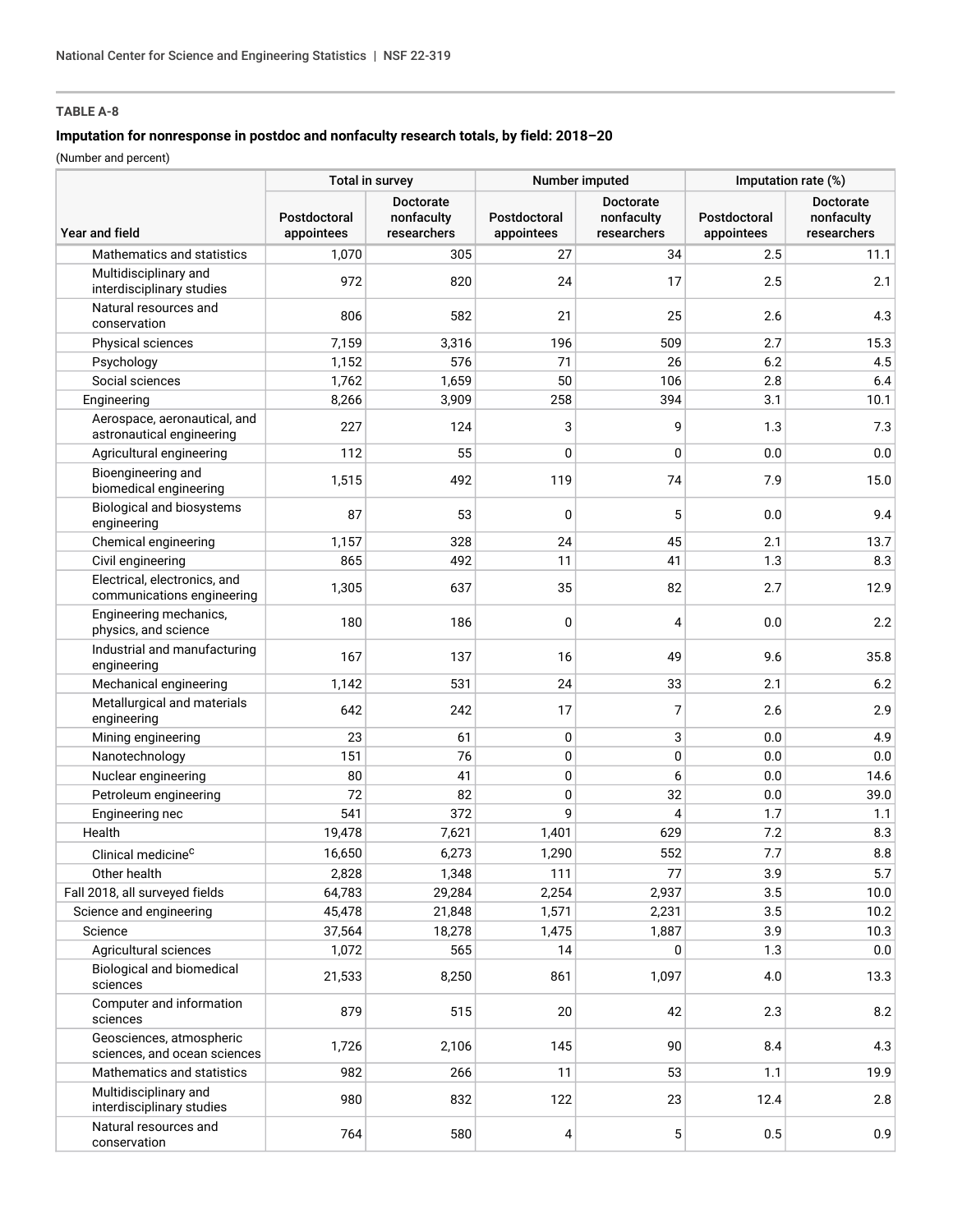**TABLE A-8**

**Imputation for nonresponse in postdoc and nonfaculty research totals, by field: 2018–20**

(Number and percent)

| Year and field | Total in survey | | Number imputed | | Imputation rate (%) | |
|---|---|---|---|---|---|---|
| | Postdoctoral appointees | Doctorate nonfaculty researchers | Postdoctoral appointees | Doctorate nonfaculty researchers | Postdoctoral appointees | Doctorate nonfaculty researchers |
| Mathematics and statistics | 1,070 | 305 | 27 | 34 | 2.5 | 11.1 |
| Multidisciplinary and interdisciplinary studies | 972 | 820 | 24 | 17 | 2.5 | 2.1 |
| Natural resources and conservation | 806 | 582 | 21 | 25 | 2.6 | 4.3 |
| Physical sciences | 7,159 | 3,316 | 196 | 509 | 2.7 | 15.3 |
| Psychology | 1,152 | 576 | 71 | 26 | 6.2 | 4.5 |
| Social sciences | 1,762 | 1,659 | 50 | 106 | 2.8 | 6.4 |
| Engineering | 8,266 | 3,909 | 258 | 394 | 3.1 | 10.1 |
| Aerospace, aeronautical, and astronautical engineering | 227 | 124 | 3 | 9 | 1.3 | 7.3 |
| Agricultural engineering | 112 | 55 | 0 | 0 | 0.0 | 0.0 |
| Bioengineering and biomedical engineering | 1,515 | 492 | 119 | 74 | 7.9 | 15.0 |
| Biological and biosystems engineering | 87 | 53 | 0 | 5 | 0.0 | 9.4 |
| Chemical engineering | 1,157 | 328 | 24 | 45 | 2.1 | 13.7 |
| Civil engineering | 865 | 492 | 11 | 41 | 1.3 | 8.3 |
| Electrical, electronics, and communications engineering | 1,305 | 637 | 35 | 82 | 2.7 | 12.9 |
| Engineering mechanics, physics, and science | 180 | 186 | 0 | 4 | 0.0 | 2.2 |
| Industrial and manufacturing engineering | 167 | 137 | 16 | 49 | 9.6 | 35.8 |
| Mechanical engineering | 1,142 | 531 | 24 | 33 | 2.1 | 6.2 |
| Metallurgical and materials engineering | 642 | 242 | 17 | 7 | 2.6 | 2.9 |
| Mining engineering | 23 | 61 | 0 | 3 | 0.0 | 4.9 |
| Nanotechnology | 151 | 76 | 0 | 0 | 0.0 | 0.0 |
| Nuclear engineering | 80 | 41 | 0 | 6 | 0.0 | 14.6 |
| Petroleum engineering | 72 | 82 | 0 | 32 | 0.0 | 39.0 |
| Engineering nec | 541 | 372 | 9 | 4 | 1.7 | 1.1 |
| Health | 19,478 | 7,621 | 1,401 | 629 | 7.2 | 8.3 |
| Clinical medicine[c] | 16,650 | 6,273 | 1,290 | 552 | 7.7 | 8.8 |
| Other health | 2,828 | 1,348 | 111 | 77 | 3.9 | 5.7 |
| Fall 2018, all surveyed fields | 64,783 | 29,284 | 2,254 | 2,937 | 3.5 | 10.0 |
| Science and engineering | 45,478 | 21,848 | 1,571 | 2,231 | 3.5 | 10.2 |
| Science | 37,564 | 18,278 | 1,475 | 1,887 | 3.9 | 10.3 |
| Agricultural sciences | 1,072 | 565 | 14 | 0 | 1.3 | 0.0 |
| Biological and biomedical sciences | 21,533 | 8,250 | 861 | 1,097 | 4.0 | 13.3 |
| Computer and information sciences | 879 | 515 | 20 | 42 | 2.3 | 8.2 |
| Geosciences, atmospheric sciences, and ocean sciences | 1,726 | 2,106 | 145 | 90 | 8.4 | 4.3 |
| Mathematics and statistics | 982 | 266 | 11 | 53 | 1.1 | 19.9 |
| Multidisciplinary and interdisciplinary studies | 980 | 832 | 122 | 23 | 12.4 | 2.8 |
| Natural resources and conservation | 764 | 580 | 4 | 5 | 0.5 | 0.9 |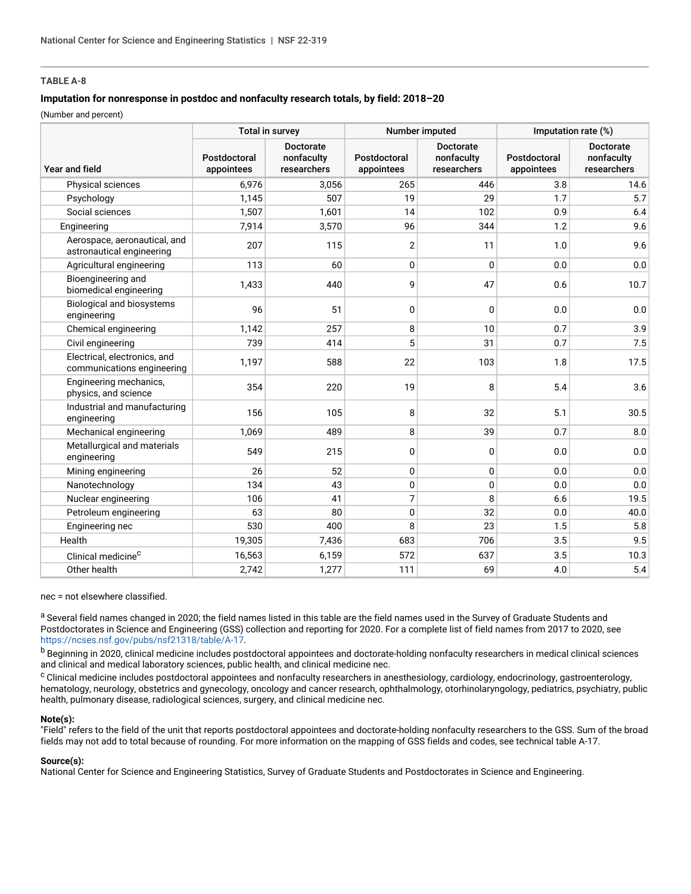**TABLE A-8**

**Imputation for nonresponse in postdoc and nonfaculty research totals, by field: 2018–20**

(Number and percent)

| Year and field | Total in survey | | Number imputed | | Imputation rate (%) | |
|---|---|---|---|---|---|---|
| | Postdoctoral appointees | Doctorate nonfaculty researchers | Postdoctoral appointees | Doctorate nonfaculty researchers | Postdoctoral appointees | Doctorate nonfaculty researchers |
| Physical sciences | 6,976 | 3,056 | 265 | 446 | 3.8 | 14.6 |
| Psychology | 1,145 | 507 | 19 | 29 | 1.7 | 5.7 |
| Social sciences | 1,507 | 1,601 | 14 | 102 | 0.9 | 6.4 |
| Engineering | 7,914 | 3,570 | 96 | 344 | 1.2 | 9.6 |
| Aerospace, aeronautical, and astronautical engineering | 207 | 115 | 2 | 11 | 1.0 | 9.6 |
| Agricultural engineering | 113 | 60 | 0 | 0 | 0.0 | 0.0 |
| Bioengineering and biomedical engineering | 1,433 | 440 | 9 | 47 | 0.6 | 10.7 |
| Biological and biosystems engineering | 96 | 51 | 0 | 0 | 0.0 | 0.0 |
| Chemical engineering | 1,142 | 257 | 8 | 10 | 0.7 | 3.9 |
| Civil engineering | 739 | 414 | 5 | 31 | 0.7 | 7.5 |
| Electrical, electronics, and communications engineering | 1,197 | 588 | 22 | 103 | 1.8 | 17.5 |
| Engineering mechanics, physics, and science | 354 | 220 | 19 | 8 | 5.4 | 3.6 |
| Industrial and manufacturing engineering | 156 | 105 | 8 | 32 | 5.1 | 30.5 |
| Mechanical engineering | 1,069 | 489 | 8 | 39 | 0.7 | 8.0 |
| Metallurgical and materials engineering | 549 | 215 | 0 | 0 | 0.0 | 0.0 |
| Mining engineering | 26 | 52 | 0 | 0 | 0.0 | 0.0 |
| Nanotechnology | 134 | 43 | 0 | 0 | 0.0 | 0.0 |
| Nuclear engineering | 106 | 41 | 7 | 8 | 6.6 | 19.5 |
| Petroleum engineering | 63 | 80 | 0 | 32 | 0.0 | 40.0 |
| Engineering nec | 530 | 400 | 8 | 23 | 1.5 | 5.8 |
| Health | 19,305 | 7,436 | 683 | 706 | 3.5 | 9.5 |
| Clinical medicine[c] | 16,563 | 6,159 | 572 | 637 | 3.5 | 10.3 |
| Other health | 2,742 | 1,277 | 111 | 69 | 4.0 | 5.4 |

nec = not elsewhere classified.

[a] Several field names changed in 2020; the field names listed in this table are the field names used in the Survey of Graduate Students and Postdoctorates in Science and Engineering (GSS) collection and reporting for 2020. For a complete list of field names from 2017 to 2020, see https://ncses.nsf.gov/pubs/nsf21318/table/A-17.

[b] Beginning in 2020, clinical medicine includes postdoctoral appointees and doctorate-holding nonfaculty researchers in medical clinical sciences and clinical and medical laboratory sciences, public health, and clinical medicine nec.

[c] Clinical medicine includes postdoctoral appointees and nonfaculty researchers in anesthesiology, cardiology, endocrinology, gastroenterology, hematology, neurology, obstetrics and gynecology, oncology and cancer research, ophthalmology, otorhinolaryngology, pediatrics, psychiatry, public health, pulmonary disease, radiological sciences, surgery, and clinical medicine nec.

**Note(s):**
"Field" refers to the field of the unit that reports postdoctoral appointees and doctorate-holding nonfaculty researchers to the GSS. Sum of the broad fields may not add to total because of rounding. For more information on the mapping of GSS fields and codes, see technical table A-17.

**Source(s):**
National Center for Science and Engineering Statistics, Survey of Graduate Students and Postdoctorates in Science and Engineering.